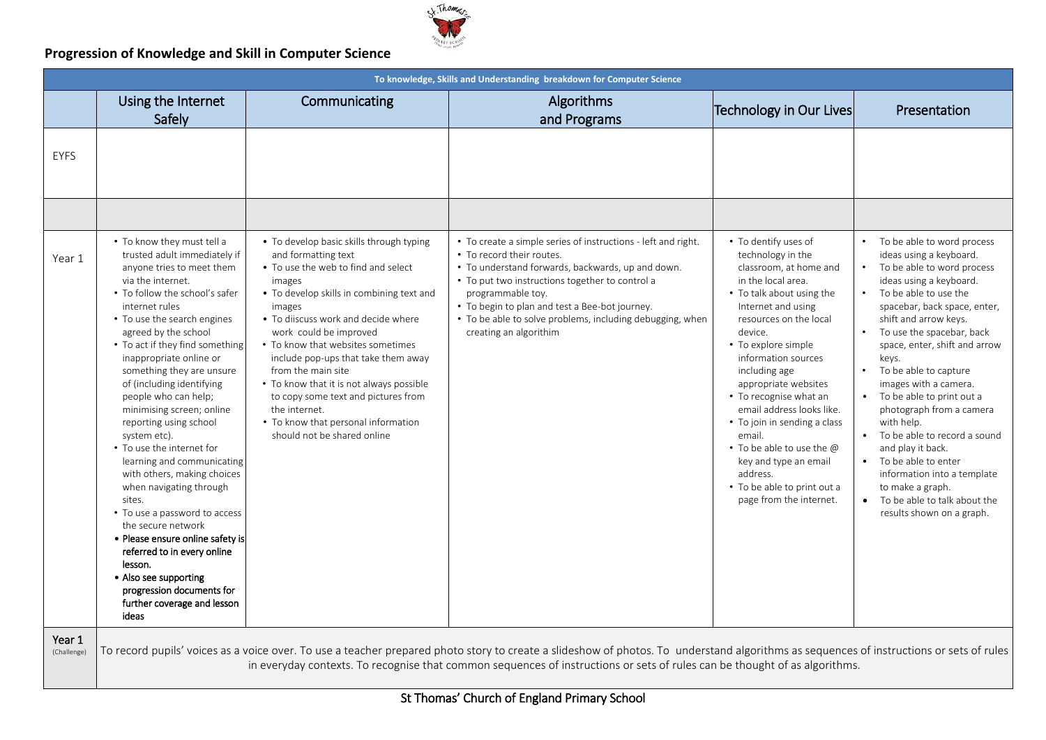## Progression of Knowledge and Skill in Computer Science

| To knowledge, Skills and Understanding breakdown for Computer Science | | | | | |
|---|---|---|---|---|---|
| | Using the Internet Safely | Communicating | Algorithms and Programs | Technology in Our Lives | Presentation |
| EYFS | | | | | |
| | | | | | |
| Year 1 | • To know they must tell a trusted adult immediately if anyone tries to meet them via the internet.<br>• To follow the school's safer internet rules<br>• To use the search engines agreed by the school<br>• To act if they find something inappropriate online or something they are unsure of (including identifying people who can help; minimising screen; online reporting using school system etc).<br>• To use the internet for learning and communicating with others, making choices when navigating through sites.<br>• To use a password to access the secure network<br>• **Please ensure online safety is referred to in every online lesson.**<br>• **Also see supporting progression documents for further coverage and lesson ideas** | • To develop basic skills through typing and formatting text<br>• To use the web to find and select images<br>• To develop skills in combining text and images<br>• To diiscuss work and decide where work could be improved<br>• To know that websites sometimes include pop-ups that take them away from the main site<br>• To know that it is not always possible to copy some text and pictures from the internet.<br>• To know that personal information should not be shared online | • To create a simple series of instructions - left and right.<br>• To record their routes.<br>• To understand forwards, backwards, up and down.<br>• To put two instructions together to control a programmable toy.<br>• To begin to plan and test a Bee-bot journey.<br>• To be able to solve problems, including debugging, when creating an algorithim | • To dentify uses of technology in the classroom, at home and in the local area.<br>• To talk about using the Internet and using resources on the local device.<br>• To explore simple information sources including age appropriate websites<br>• To recognise what an email address looks like.<br>• To join in sending a class email.<br>• To be able to use the @ key and type an email address.<br>• To be able to print out a page from the internet. | • To be able to word process ideas using a keyboard.<br>• To be able to word process ideas using a keyboard.<br>• To be able to use the spacebar, back space, enter, shift and arrow keys.<br>• To use the spacebar, back space, enter, shift and arrow keys.<br>• To be able to capture images with a camera.<br>• To be able to print out a photograph from a camera with help.<br>• To be able to record a sound and play it back.<br>• To be able to enter information into a template to make a graph.<br>• To be able to talk about the results shown on a graph. |
| **Year 1** (Challenge) | To record pupils' voices as a voice over. To use a teacher prepared photo story to create a slideshow of photos. To understand algorithms as sequences of instructions or sets of rules in everyday contexts. To recognise that common sequences of instructions or sets of rules can be thought of as algorithms. | | | | |

St Thomas' Church of England Primary School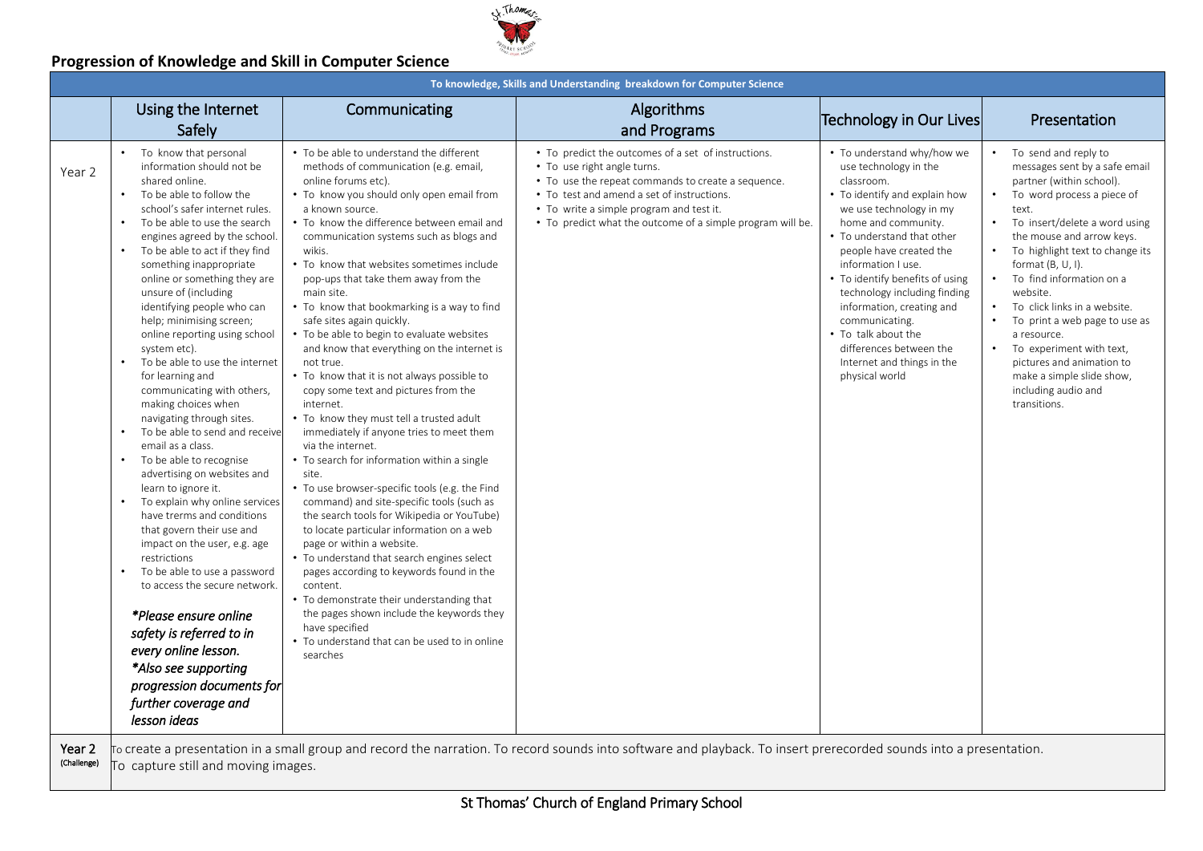## Progression of Knowledge and Skill in Computer Science

| To knowledge, Skills and Understanding breakdown for Computer Science | | | | | |
|---|---|---|---|---|---|
| | Using the Internet Safely | Communicating | Algorithms and Programs | Technology in Our Lives | Presentation |
| Year 2 | • To know that personal information should not be shared online.<br>• To be able to follow the school's safer internet rules.<br>• To be able to use the search engines agreed by the school.<br>• To be able to act if they find something inappropriate online or something they are unsure of (including identifying people who can help; minimising screen; online reporting using school system etc).<br>• To be able to use the internet for learning and communicating with others, making choices when navigating through sites.<br>• To be able to send and receive email as a class.<br>• To be able to recognise advertising on websites and learn to ignore it.<br>• To explain why online services have trerms and conditions that govern their use and impact on the user, e.g. age restrictions<br>• To be able to use a password to access the secure network.<br><br>*\*Please ensure online safety is referred to in every online lesson.*<br>*\*Also see supporting progression documents for further coverage and lesson ideas* | • To be able to understand the different methods of communication (e.g. email, online forums etc).<br>• To know you should only open email from a known source.<br>• To know the difference between email and communication systems such as blogs and wikis.<br>• To know that websites sometimes include pop-ups that take them away from the main site.<br>• To know that bookmarking is a way to find safe sites again quickly.<br>• To be able to begin to evaluate websites and know that everything on the internet is not true.<br>• To know that it is not always possible to copy some text and pictures from the internet.<br>• To know they must tell a trusted adult immediately if anyone tries to meet them via the internet.<br>• To search for information within a single site.<br>• To use browser-specific tools (e.g. the Find command) and site-specific tools (such as the search tools for Wikipedia or YouTube) to locate particular information on a web page or within a website.<br>• To understand that search engines select pages according to keywords found in the content.<br>• To demonstrate their understanding that the pages shown include the keywords they have specified<br>• To understand that can be used to in online searches | • To predict the outcomes of a set of instructions.<br>• To use right angle turns.<br>• To use the repeat commands to create a sequence.<br>• To test and amend a set of instructions.<br>• To write a simple program and test it.<br>• To predict what the outcome of a simple program will be. | • To understand why/how we use technology in the classroom.<br>• To identify and explain how we use technology in my home and community.<br>• To understand that other people have created the information I use.<br>• To identify benefits of using technology including finding information, creating and communicating.<br>• To talk about the differences between the Internet and things in the physical world | • To send and reply to messages sent by a safe email partner (within school).<br>• To word process a piece of text.<br>• To insert/delete a word using the mouse and arrow keys.<br>• To highlight text to change its format (B, U, I).<br>• To find information on a website.<br>• To click links in a website.<br>• To print a web page to use as a resource.<br>• To experiment with text, pictures and animation to make a simple slide show, including audio and transitions. |
| **Year 2** (Challenge) | To create a presentation in a small group and record the narration. To record sounds into software and playback. To insert prerecorded sounds into a presentation. To capture still and moving images. | | | | |

St Thomas' Church of England Primary School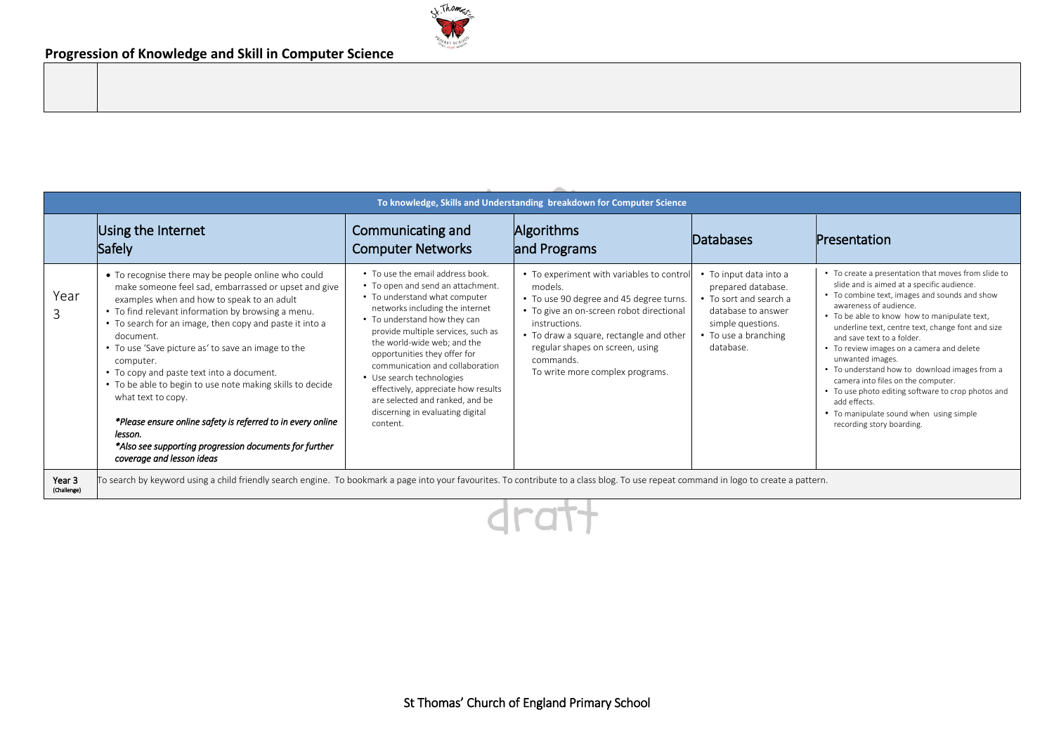## Progression of Knowledge and Skill in Computer Science

| | |
|---|---|
| | |

| To knowledge, Skills and Understanding breakdown for Computer Science | | | | | |
|---|---|---|---|---|---|
| | Using the Internet Safely | Communicating and Computer Networks | Algorithms and Programs | Databases | Presentation |
| Year 3 | • To recognise there may be people online who could make someone feel sad, embarrassed or upset and give examples when and how to speak to an adult<br>• To find relevant information by browsing a menu.<br>• To search for an image, then copy and paste it into a document.<br>• To use 'Save picture as' to save an image to the computer.<br>• To copy and paste text into a document.<br>• To be able to begin to use note making skills to decide what text to copy.<br><br>***Please ensure online safety is referred to in every online lesson.***<br>***\*Also see supporting progression documents for further coverage and lesson ideas*** | • To use the email address book.<br>• To open and send an attachment.<br>• To understand what computer networks including the internet<br>• To understand how they can provide multiple services, such as the world-wide web; and the opportunities they offer for communication and collaboration<br>• Use search technologies effectively, appreciate how results are selected and ranked, and be discerning in evaluating digital content. | • To experiment with variables to control models.<br>• To use 90 degree and 45 degree turns.<br>• To give an on-screen robot directional instructions.<br>• To draw a square, rectangle and other regular shapes on screen, using commands.<br>To write more complex programs. | • To input data into a prepared database.<br>• To sort and search a database to answer simple questions.<br>• To use a branching database. | • To create a presentation that moves from slide to slide and is aimed at a specific audience.<br>• To combine text, images and sounds and show awareness of audience.<br>• To be able to know how to manipulate text, underline text, centre text, change font and size and save text to a folder.<br>• To review images on a camera and delete unwanted images.<br>• To understand how to download images from a camera into files on the computer.<br>• To use photo editing software to crop photos and add effects.<br>• To manipulate sound when using simple recording story boarding. |
| **Year 3** (Challenge) | To search by keyword using a child friendly search engine. To bookmark a page into your favourites. To contribute to a class blog. To use repeat command in logo to create a pattern. | | | | |

draft

St Thomas' Church of England Primary School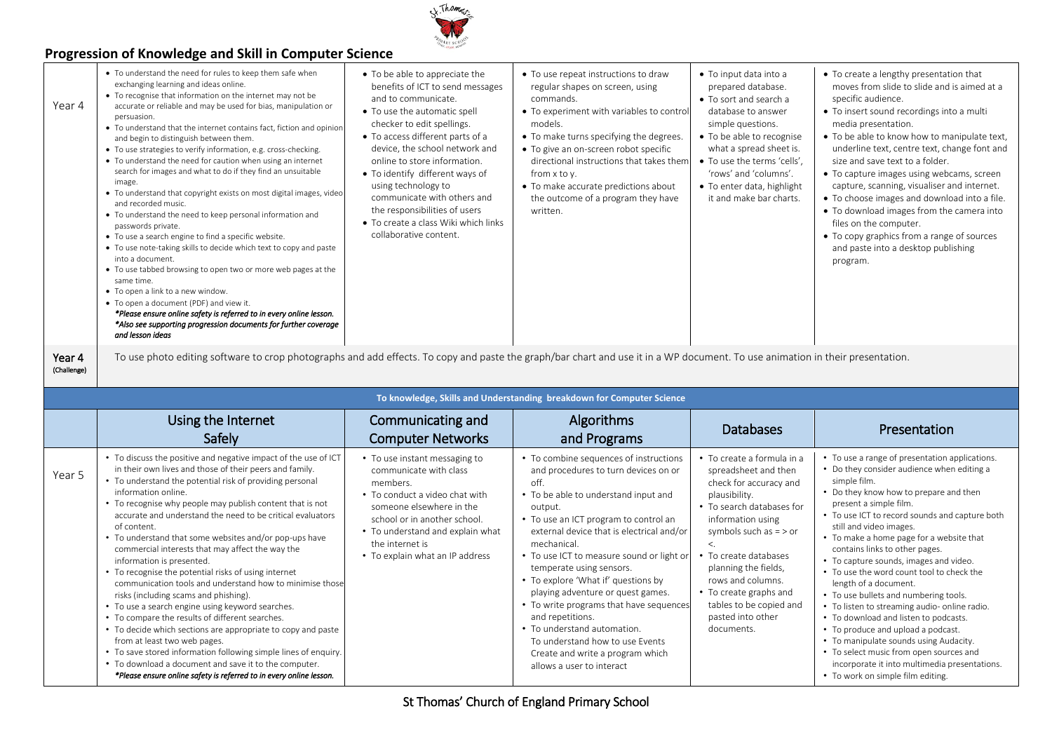## Progression of Knowledge and Skill in Computer Science

| | | | | | |
|---|---|---|---|---|---|
| Year 4 | • To understand the need for rules to keep them safe when exchanging learning and ideas online.<br>• To recognise that information on the internet may not be accurate or reliable and may be used for bias, manipulation or persuasion.<br>• To understand that the internet contains fact, fiction and opinion and begin to distinguish between them.<br>• To use strategies to verify information, e.g. cross-checking.<br>• To understand the need for caution when using an internet search for images and what to do if they find an unsuitable image.<br>• To understand that copyright exists on most digital images, video and recorded music.<br>• To understand the need to keep personal information and passwords private.<br>• To use a search engine to find a specific website.<br>• To use note-taking skills to decide which text to copy and paste into a document.<br>• To use tabbed browsing to open two or more web pages at the same time.<br>• To open a link to a new window.<br>• To open a document (PDF) and view it.<br>***Please ensure online safety is referred to in every online lesson.***<br>***\*Also see supporting progression documents for further coverage and lesson ideas*** | • To be able to appreciate the benefits of ICT to send messages and to communicate.<br>• To use the automatic spell checker to edit spellings.<br>• To access different parts of a device, the school network and online to store information.<br>• To identify different ways of using technology to communicate with others and the responsibilities of users<br>• To create a class Wiki which links collaborative content. | • To use repeat instructions to draw regular shapes on screen, using commands.<br>• To experiment with variables to control models.<br>• To make turns specifying the degrees.<br>• To give an on-screen robot specific directional instructions that takes them from x to y.<br>• To make accurate predictions about the outcome of a program they have written. | • To input data into a prepared database.<br>• To sort and search a database to answer simple questions.<br>• To be able to recognise what a spread sheet is.<br>• To use the terms 'cells', 'rows' and 'columns'.<br>• To enter data, highlight it and make bar charts. | • To create a lengthy presentation that moves from slide to slide and is aimed at a specific audience.<br>• To insert sound recordings into a multi media presentation.<br>• To be able to know how to manipulate text, underline text, centre text, change font and size and save text to a folder.<br>• To capture images using webcams, screen capture, scanning, visualiser and internet.<br>• To choose images and download into a file.<br>• To download images from the camera into files on the computer.<br>• To copy graphics from a range of sources and paste into a desktop publishing program. |
| **Year 4** (Challenge) | To use photo editing software to crop photographs and add effects. To copy and paste the graph/bar chart and use it in a WP document. To use animation in their presentation. | | | | |

**To knowledge, Skills and Understanding breakdown for Computer Science**

| | Using the Internet Safely | Communicating and Computer Networks | Algorithms and Programs | Databases | Presentation |
|---|---|---|---|---|---|
| Year 5 | • To discuss the positive and negative impact of the use of ICT in their own lives and those of their peers and family.<br>• To understand the potential risk of providing personal information online.<br>• To recognise why people may publish content that is not accurate and understand the need to be critical evaluators of content.<br>• To understand that some websites and/or pop-ups have commercial interests that may affect the way the information is presented.<br>• To recognise the potential risks of using internet communication tools and understand how to minimise those risks (including scams and phishing).<br>• To use a search engine using keyword searches.<br>• To compare the results of different searches.<br>• To decide which sections are appropriate to copy and paste from at least two web pages.<br>• To save stored information following simple lines of enquiry.<br>• To download a document and save it to the computer.<br>***Please ensure online safety is referred to in every online lesson.*** | • To use instant messaging to communicate with class members.<br>• To conduct a video chat with someone elsewhere in the school or in another school.<br>• To understand and explain what the internet is<br>• To explain what an IP address | • To combine sequences of instructions and procedures to turn devices on or off.<br>• To be able to understand input and output.<br>• To use an ICT program to control an external device that is electrical and/or mechanical.<br>• To use ICT to measure sound or light or temperate using sensors.<br>• To explore 'What if' questions by playing adventure or quest games.<br>• To write programs that have sequences and repetitions.<br>• To understand automation.<br>To understand how to use Events<br>Create and write a program which allows a user to interact | • To create a formula in a spreadsheet and then check for accuracy and plausibility.<br>• To search databases for information using symbols such as = > or <.<br>• To create databases planning the fields, rows and columns.<br>• To create graphs and tables to be copied and pasted into other documents. | • To use a range of presentation applications.<br>• Do they consider audience when editing a simple film.<br>• Do they know how to prepare and then present a simple film.<br>• To use ICT to record sounds and capture both still and video images.<br>• To make a home page for a website that contains links to other pages.<br>• To capture sounds, images and video.<br>• To use the word count tool to check the length of a document.<br>• To use bullets and numbering tools.<br>• To listen to streaming audio- online radio.<br>• To download and listen to podcasts.<br>• To produce and upload a podcast.<br>• To manipulate sounds using Audacity.<br>• To select music from open sources and incorporate it into multimedia presentations.<br>• To work on simple film editing. |

St Thomas' Church of England Primary School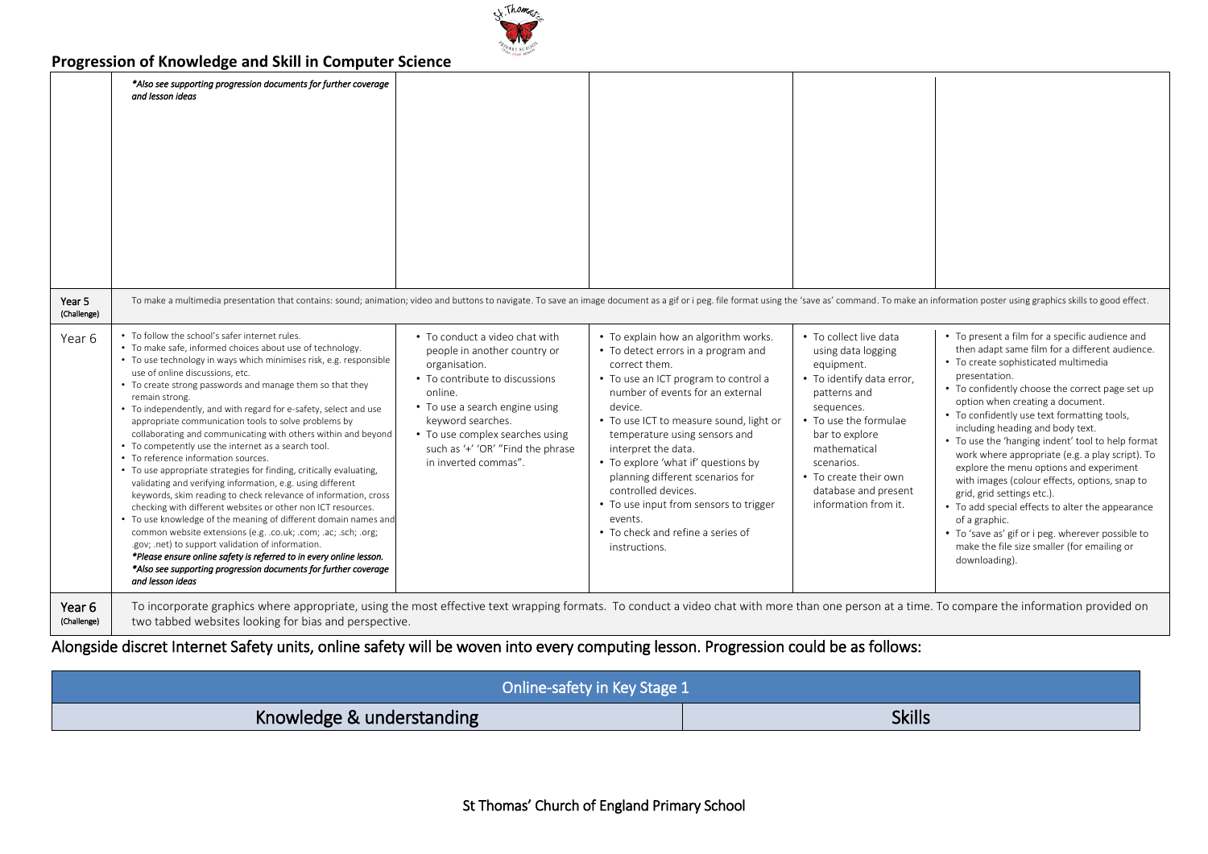## Progression of Knowledge and Skill in Computer Science

| | | | | | |
|---|---|---|---|---|---|
| | *\*Also see supporting progression documents for further coverage and lesson ideas* | | | | |
| **Year 5** (Challenge) | To make a multimedia presentation that contains: sound; animation; video and buttons to navigate. To save an image document as a gif or i peg. file format using the 'save as' command. To make an information poster using graphics skills to good effect. | | | | |
| Year 6 | • To follow the school's safer internet rules.<br>• To make safe, informed choices about use of technology.<br>• To use technology in ways which minimises risk, e.g. responsible use of online discussions, etc.<br>• To create strong passwords and manage them so that they remain strong.<br>• To independently, and with regard for e-safety, select and use appropriate communication tools to solve problems by collaborating and communicating with others within and beyond<br>• To competently use the internet as a search tool.<br>• To reference information sources.<br>• To use appropriate strategies for finding, critically evaluating, validating and verifying information, e.g. using different keywords, skim reading to check relevance of information, cross checking with different websites or other non ICT resources.<br>• To use knowledge of the meaning of different domain names and common website extensions (e.g. .co.uk; .com; .ac; .sch; .org; .gov; .net) to support validation of information.<br>*\*Please ensure online safety is referred to in every online lesson.*<br>*\*Also see supporting progression documents for further coverage and lesson ideas* | • To conduct a video chat with people in another country or organisation.<br>• To contribute to discussions online.<br>• To use a search engine using keyword searches.<br>• To use complex searches using such as '+' 'OR' "Find the phrase in inverted commas". | • To explain how an algorithm works.<br>• To detect errors in a program and correct them.<br>• To use an ICT program to control a number of events for an external device.<br>• To use ICT to measure sound, light or temperature using sensors and interpret the data.<br>• To explore 'what if' questions by planning different scenarios for controlled devices.<br>• To use input from sensors to trigger events.<br>• To check and refine a series of instructions. | • To collect live data using data logging equipment.<br>• To identify data error, patterns and sequences.<br>• To use the formulae bar to explore mathematical scenarios.<br>• To create their own database and present information from it. | • To present a film for a specific audience and then adapt same film for a different audience.<br>• To create sophisticated multimedia presentation.<br>• To confidently choose the correct page set up option when creating a document.<br>• To confidently use text formatting tools, including heading and body text.<br>• To use the 'hanging indent' tool to help format work where appropriate (e.g. a play script). To explore the menu options and experiment with images (colour effects, options, snap to grid, grid settings etc.).<br>• To add special effects to alter the appearance of a graphic.<br>• To 'save as' gif or i peg. wherever possible to make the file size smaller (for emailing or downloading). |
| **Year 6** (Challenge) | To incorporate graphics where appropriate, using the most effective text wrapping formats. To conduct a video chat with more than one person at a time. To compare the information provided on two tabbed websites looking for bias and perspective. | | | | |

Alongside discret Internet Safety units, online safety will be woven into every computing lesson. Progression could be as follows:

| Online-safety in Key Stage 1 | |
|---|---|
| Knowledge & understanding | Skills |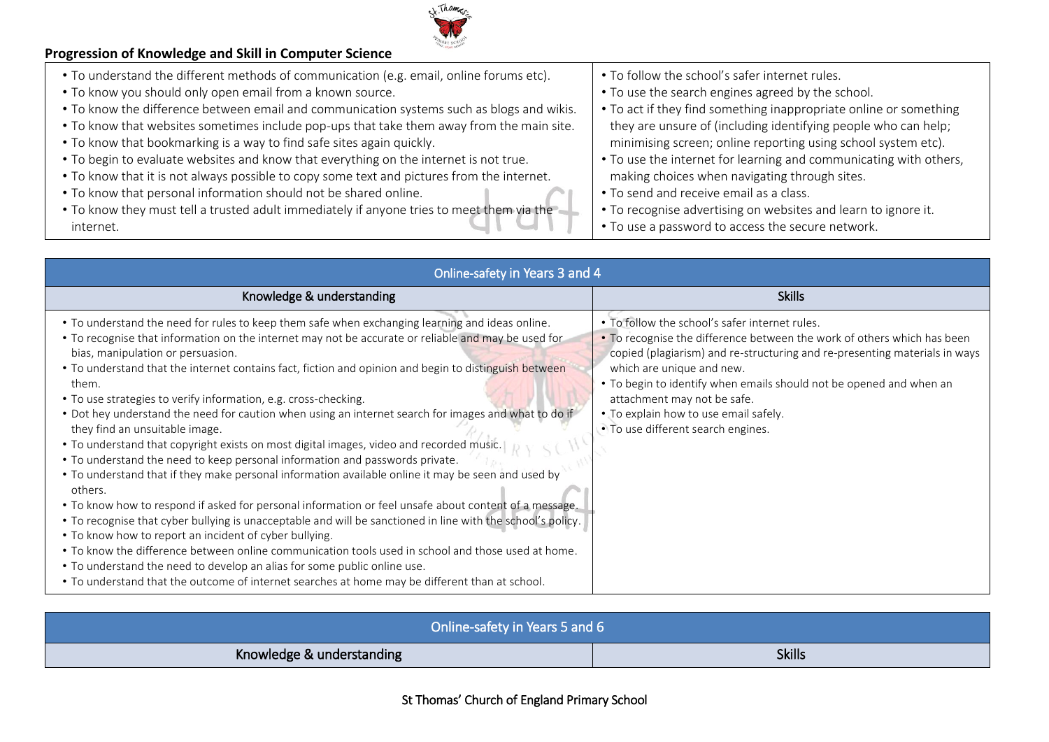## Progression of Knowledge and Skill in Computer Science

| | |
|---|---|
| • To understand the different methods of communication (e.g. email, online forums etc).<br>• To know you should only open email from a known source.<br>• To know the difference between email and communication systems such as blogs and wikis.<br>• To know that websites sometimes include pop-ups that take them away from the main site.<br>• To know that bookmarking is a way to find safe sites again quickly.<br>• To begin to evaluate websites and know that everything on the internet is not true.<br>• To know that it is not always possible to copy some text and pictures from the internet.<br>• To know that personal information should not be shared online.<br>• To know they must tell a trusted adult immediately if anyone tries to meet them via the internet. | • To follow the school's safer internet rules.<br>• To use the search engines agreed by the school.<br>• To act if they find something inappropriate online or something they are unsure of (including identifying people who can help; minimising screen; online reporting using school system etc).<br>• To use the internet for learning and communicating with others, making choices when navigating through sites.<br>• To send and receive email as a class.<br>• To recognise advertising on websites and learn to ignore it.<br>• To use a password to access the secure network. |

| Online-safety in Years 3 and 4 | |
|---|---|
| **Knowledge & understanding** | **Skills** |
| • To understand the need for rules to keep them safe when exchanging learning and ideas online.<br>• To recognise that information on the internet may not be accurate or reliable and may be used for bias, manipulation or persuasion.<br>• To understand that the internet contains fact, fiction and opinion and begin to distinguish between them.<br>• To use strategies to verify information, e.g. cross-checking.<br>• Dot hey understand the need for caution when using an internet search for images and what to do if they find an unsuitable image.<br>• To understand that copyright exists on most digital images, video and recorded music.<br>• To understand the need to keep personal information and passwords private.<br>• To understand that if they make personal information available online it may be seen and used by others.<br>• To know how to respond if asked for personal information or feel unsafe about content of a message.<br>• To recognise that cyber bullying is unacceptable and will be sanctioned in line with the school's policy.<br>• To know how to report an incident of cyber bullying.<br>• To know the difference between online communication tools used in school and those used at home.<br>• To understand the need to develop an alias for some public online use.<br>• To understand that the outcome of internet searches at home may be different than at school. | • To follow the school's safer internet rules.<br>• To recognise the difference between the work of others which has been copied (plagiarism) and re-structuring and re-presenting materials in ways which are unique and new.<br>• To begin to identify when emails should not be opened and when an attachment may not be safe.<br>• To explain how to use email safely.<br>• To use different search engines. |

| Online-safety in Years 5 and 6 | |
|---|---|
| **Knowledge & understanding** | **Skills** |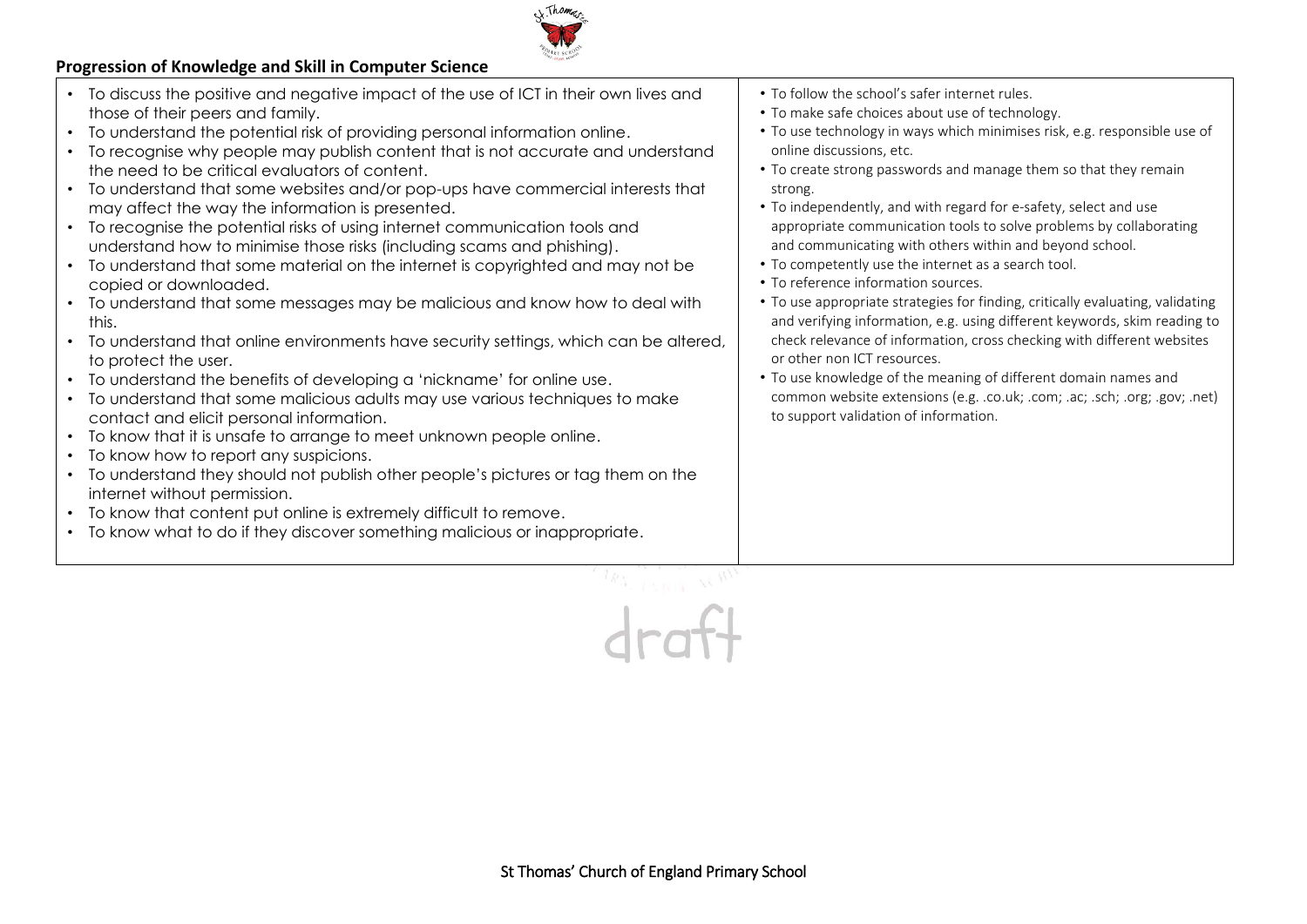**Progression of Knowledge and Skill in Computer Science**

| | |
|---|---|
| • To discuss the positive and negative impact of the use of ICT in their own lives and those of their peers and family.<br>• To understand the potential risk of providing personal information online.<br>• To recognise why people may publish content that is not accurate and understand the need to be critical evaluators of content.<br>• To understand that some websites and/or pop-ups have commercial interests that may affect the way the information is presented.<br>• To recognise the potential risks of using internet communication tools and understand how to minimise those risks (including scams and phishing).<br>• To understand that some material on the internet is copyrighted and may not be copied or downloaded.<br>• To understand that some messages may be malicious and know how to deal with this.<br>• To understand that online environments have security settings, which can be altered, to protect the user.<br>• To understand the benefits of developing a 'nickname' for online use.<br>• To understand that some malicious adults may use various techniques to make contact and elicit personal information.<br>• To know that it is unsafe to arrange to meet unknown people online.<br>• To know how to report any suspicions.<br>• To understand they should not publish other people's pictures or tag them on the internet without permission.<br>• To know that content put online is extremely difficult to remove.<br>• To know what to do if they discover something malicious or inappropriate. | • To follow the school's safer internet rules.<br>• To make safe choices about use of technology.<br>• To use technology in ways which minimises risk, e.g. responsible use of online discussions, etc.<br>• To create strong passwords and manage them so that they remain strong.<br>• To independently, and with regard for e-safety, select and use appropriate communication tools to solve problems by collaborating and communicating with others within and beyond school.<br>• To competently use the internet as a search tool.<br>• To reference information sources.<br>• To use appropriate strategies for finding, critically evaluating, validating and verifying information, e.g. using different keywords, skim reading to check relevance of information, cross checking with different websites or other non ICT resources.<br>• To use knowledge of the meaning of different domain names and common website extensions (e.g. .co.uk; .com; .ac; .sch; .org; .gov; .net) to support validation of information. |

draft